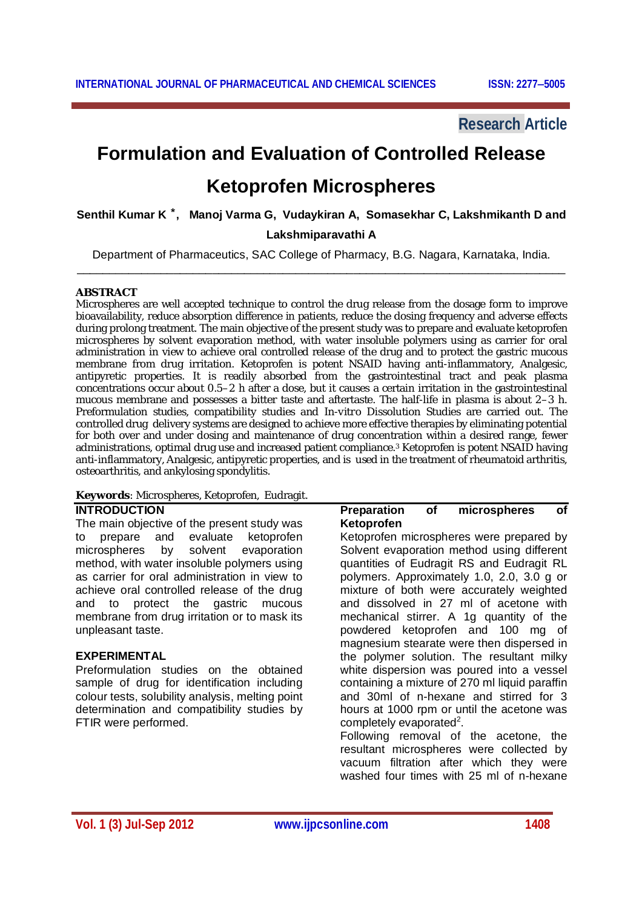Research Article

# Formulation and Evaluation of Controlled Release Ketoprofen Microspheres

**Senthil Kumar K [*], Manoj Varma G, Vudaykiran A, Somasekhar C, Lakshmikanth D and Lakshmiparavathi A**

Department of Pharmaceutics, SAC College of Pharmacy, B.G. Nagara, Karnataka, India.

## ABSTRACT

Microspheres are well accepted technique to control the drug release from the dosage form to improve bioavailability, reduce absorption difference in patients, reduce the dosing frequency and adverse effects during prolong treatment. The main objective of the present study was to prepare and evaluate ketoprofen microspheres by solvent evaporation method, with water insoluble polymers using as carrier for oral administration in view to achieve oral controlled release of the drug and to protect the gastric mucous membrane from drug irritation. Ketoprofen is potent NSAID having anti-inflammatory, Analgesic, antipyretic properties. It is readily absorbed from the gastrointestinal tract and peak plasma concentrations occur about 0.5–2 h after a dose, but it causes a certain irritation in the gastrointestinal mucous membrane and possesses a bitter taste and aftertaste. The half-life in plasma is about 2–3 h. Preformulation studies, compatibility studies and In-vitro Dissolution Studies are carried out. The controlled drug delivery systems are designed to achieve more effective therapies by eliminating potential for both over and under dosing and maintenance of drug concentration within a desired range, fewer administrations, optimal drug use and increased patient compliance.[3] Ketoprofen is potent NSAID having anti-inflammatory, Analgesic, antipyretic properties, and is used in the treatment of rheumatoid arthritis, osteoarthritis, and ankylosing spondylitis.

**Keywords**: Microspheres, Ketoprofen, Eudragit.

## INTRODUCTION

The main objective of the present study was to prepare and evaluate ketoprofen microspheres by solvent evaporation method, with water insoluble polymers using as carrier for oral administration in view to achieve oral controlled release of the drug and to protect the gastric mucous membrane from drug irritation or to mask its unpleasant taste.

## EXPERIMENTAL

Preformulation studies on the obtained sample of drug for identification including colour tests, solubility analysis, melting point determination and compatibility studies by FTIR were performed.

### Preparation of microspheres of Ketoprofen

Ketoprofen microspheres were prepared by Solvent evaporation method using different quantities of Eudragit RS and Eudragit RL polymers. Approximately 1.0, 2.0, 3.0 g or mixture of both were accurately weighted and dissolved in 27 ml of acetone with mechanical stirrer. A 1g quantity of the powdered ketoprofen and 100 mg of magnesium stearate were then dispersed in the polymer solution. The resultant milky white dispersion was poured into a vessel containing a mixture of 270 ml liquid paraffin and 30ml of n-hexane and stirred for 3 hours at 1000 rpm or until the acetone was completely evaporated[2].

Following removal of the acetone, the resultant microspheres were collected by vacuum filtration after which they were washed four times with 25 ml of n-hexane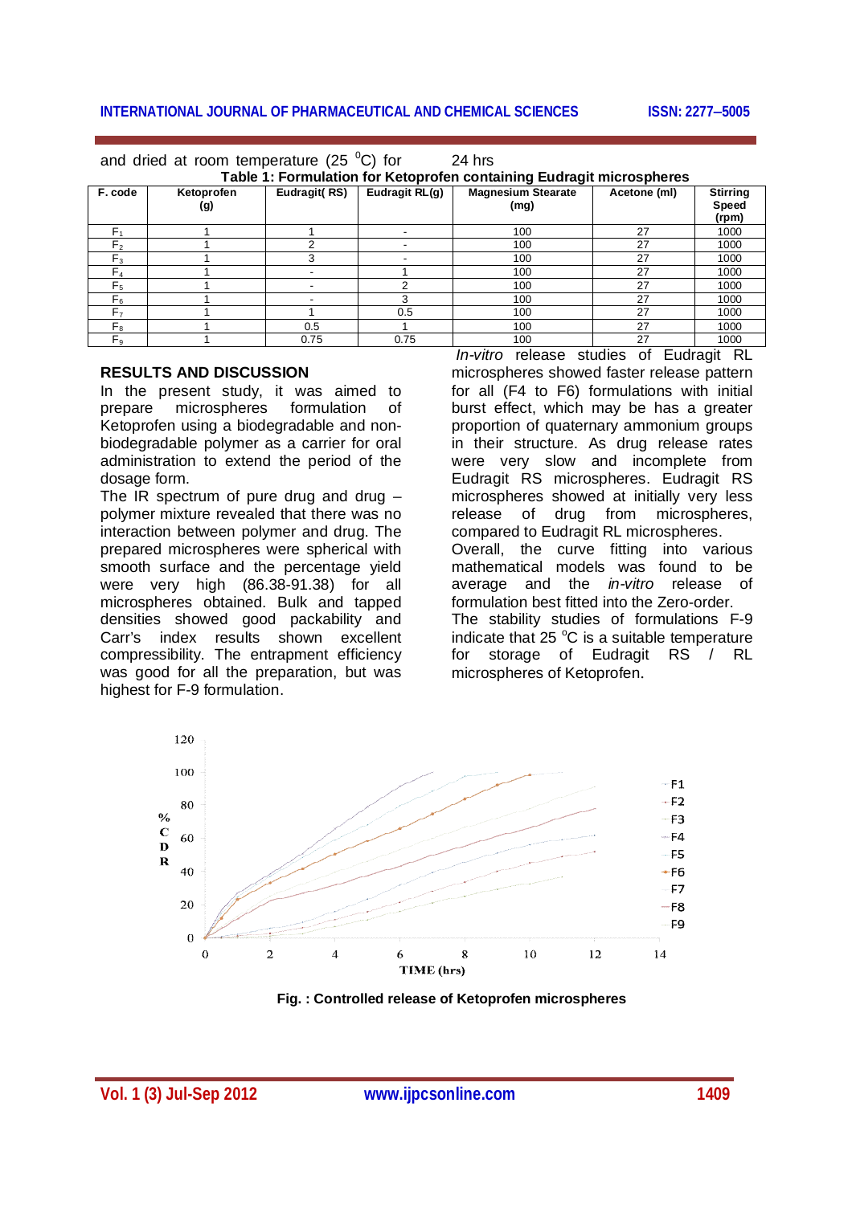and dried at room temperature (25 $^0$C) for 24 hrs

**Table 1: Formulation for Ketoprofen containing Eudragit microspheres**

| F. code | Ketoprofen (g) | Eudragit( RS) | Eudragit RL(g) | Magnesium Stearate (mg) | Acetone (ml) | Stirring Speed (rpm) |
|---|---|---|---|---|---|---|
| $F_1$ | 1 | 1 | - | 100 | 27 | 1000 |
| $F_2$ | 1 | 2 | - | 100 | 27 | 1000 |
| $F_3$ | 1 | 3 | - | 100 | 27 | 1000 |
| $F_4$ | 1 | - | 1 | 100 | 27 | 1000 |
| $F_5$ | 1 | - | 2 | 100 | 27 | 1000 |
| $F_6$ | 1 | - | 3 | 100 | 27 | 1000 |
| $F_7$ | 1 | 1 | 0.5 | 100 | 27 | 1000 |
| $F_8$ | 1 | 0.5 | 1 | 100 | 27 | 1000 |
| $F_9$ | 1 | 0.75 | 0.75 | 100 | 27 | 1000 |

## RESULTS AND DISCUSSION

In the present study, it was aimed to prepare microspheres formulation of Ketoprofen using a biodegradable and non-biodegradable polymer as a carrier for oral administration to extend the period of the dosage form.

The IR spectrum of pure drug and drug – polymer mixture revealed that there was no interaction between polymer and drug. The prepared microspheres were spherical with smooth surface and the percentage yield were very high (86.38-91.38) for all microspheres obtained. Bulk and tapped densities showed good packability and Carr's index results shown excellent compressibility. The entrapment efficiency was good for all the preparation, but was highest for F-9 formulation.

*In-vitro* release studies of Eudragit RL microspheres showed faster release pattern for all (F4 to F6) formulations with initial burst effect, which may be has a greater proportion of quaternary ammonium groups in their structure. As drug release rates were very slow and incomplete from Eudragit RS microspheres. Eudragit RS microspheres showed at initially very less release of drug from microspheres, compared to Eudragit RL microspheres.

Overall, the curve fitting into various mathematical models was found to be average and the *in-vitro* release of formulation best fitted into the Zero-order.

The stability studies of formulations F-9 indicate that 25 $^o$C is a suitable temperature for storage of Eudragit RS / RL microspheres of Ketoprofen.

**Fig. : Controlled release of Ketoprofen microspheres**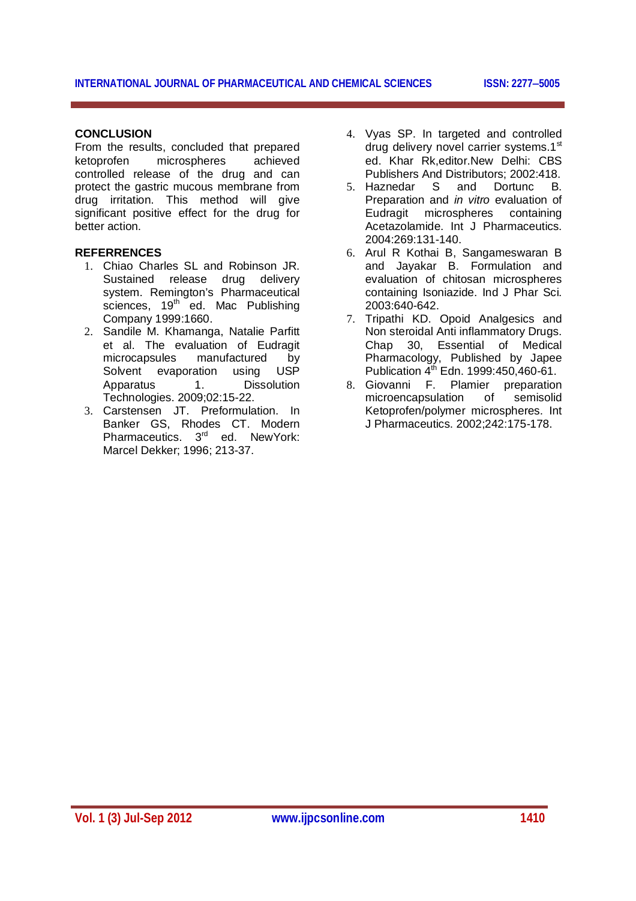## CONCLUSION

From the results, concluded that prepared ketoprofen microspheres achieved controlled release of the drug and can protect the gastric mucous membrane from drug irritation. This method will give significant positive effect for the drug for better action.

## REFERRENCES

1. Chiao Charles SL and Robinson JR. Sustained release drug delivery system. Remington's Pharmaceutical sciences, 19th ed. Mac Publishing Company 1999:1660.
2. Sandile M. Khamanga, Natalie Parfitt et al. The evaluation of Eudragit microcapsules manufactured by Solvent evaporation using USP Apparatus 1. Dissolution Technologies. 2009;02:15-22.
3. Carstensen JT. Preformulation. In Banker GS, Rhodes CT. Modern Pharmaceutics. 3rd ed. NewYork: Marcel Dekker; 1996; 213-37.
4. Vyas SP. In targeted and controlled drug delivery novel carrier systems.1st ed. Khar Rk,editor.New Delhi: CBS Publishers And Distributors; 2002:418.
5. Haznedar S and Dortunc B. Preparation and *in vitro* evaluation of Eudragit microspheres containing Acetazolamide. Int J Pharmaceutics. 2004:269:131-140.
6. Arul R Kothai B, Sangameswaran B and Jayakar B. Formulation and evaluation of chitosan microspheres containing Isoniazide. Ind J Phar Sci. 2003:640-642.
7. Tripathi KD. Opoid Analgesics and Non steroidal Anti inflammatory Drugs. Chap 30, Essential of Medical Pharmacology, Published by Japee Publication 4th Edn. 1999:450,460-61.
8. Giovanni F. Plamier preparation microencapsulation of semisolid Ketoprofen/polymer microspheres. Int J Pharmaceutics. 2002;242:175-178.